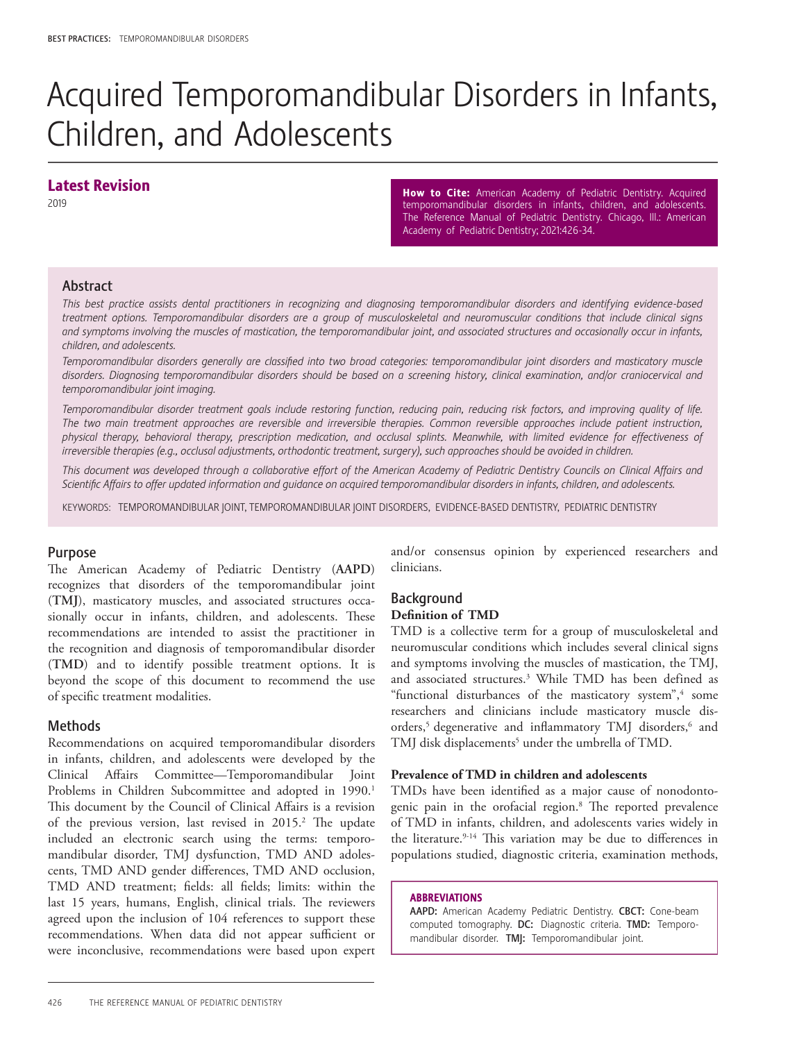# Acquired Temporomandibular Disorders in Infants, Children, and Adolescents

## Latest Revision

2019

**How to Cite:** American Academy of Pediatric Dentistry. Acquired temporomandibular disorders in infants, children, and adolescents. The Reference Manual of Pediatric Dentistry. Chicago, Ill.: American Academy of Pediatric Dentistry; 2021:426-34.

## Abstract

*This best practice assists dental practitioners in recognizing and diagnosing temporomandibular disorders and identifying evidence-based treatment options. Temporomandibular disorders are a group of musculoskeletal and neuromuscular conditions that include clinical signs and symptoms involving the muscles of mastication, the temporomandibular joint, and associated structures and occasionally occur in infants, children, and adolescents.*

*Temporomandibular disorders generally are classified into two broad categories: temporomandibular joint disorders and masticatory muscle disorders. Diagnosing temporomandibular disorders should be based on a screening history, clinical examination, and/or craniocervical and temporomandibular joint imaging.*

*Temporomandibular disorder treatment goals include restoring function, reducing pain, reducing risk factors, and improving quality of life. The two main treatment approaches are reversible and irreversible therapies. Common reversible approaches include patient instruction, physical therapy, behavioral therapy, prescription medication, and occlusal splints. Meanwhile, with limited evidence for effectiveness of irreversible therapies (e.g., occlusal adjustments, orthodontic treatment, surgery), such approaches should be avoided in children.*

*This document was developed through a collaborative effort of the American Academy of Pediatric Dentistry Councils on Clinical Affairs and Scientific Affairs to offer updated information and guidance on acquired temporomandibular disorders in infants, children, and adolescents.*

KEYWORDS: TEMPOROMANDIBULAR JOINT, TEMPOROMANDIBULAR JOINT DISORDERS, EVIDENCE-BASED DENTISTRY, PEDIATRIC DENTISTRY

## Purpose

The American Academy of Pediatric Dentistry (**AAPD**) recognizes that disorders of the temporomandibular joint (**TMJ**), masticatory muscles, and associated structures occasionally occur in infants, children, and adolescents. These recommendations are intended to assist the practitioner in the recognition and diagnosis of temporomandibular disorder (**TMD**) and to identify possible treatment options. It is beyond the scope of this document to recommend the use of specific treatment modalities.

## Methods

Recommendations on acquired temporomandibular disorders in infants, children, and adolescents were developed by the Clinical Affairs Committee—Temporomandibular Joint Problems in Children Subcommittee and adopted in 1990.[1] This document by the Council of Clinical Affairs is a revision of the previous version, last revised in 2015.[2] The update included an electronic search using the terms: temporomandibular disorder, TMJ dysfunction, TMD AND adolescents, TMD AND gender differences, TMD AND occlusion, TMD AND treatment; fields: all fields; limits: within the last 15 years, humans, English, clinical trials. The reviewers agreed upon the inclusion of 104 references to support these recommendations. When data did not appear sufficient or were inconclusive, recommendations were based upon expert and/or consensus opinion by experienced researchers and clinicians.

## Background

### Definition of TMD

TMD is a collective term for a group of musculoskeletal and neuromuscular conditions which includes several clinical signs and symptoms involving the muscles of mastication, the TMJ, and associated structures.[3] While TMD has been defined as "functional disturbances of the masticatory system",[4] some researchers and clinicians include masticatory muscle disorders,[5] degenerative and inflammatory TMJ disorders,[6] and TMJ disk displacements[5] under the umbrella of TMD.

### Prevalence of TMD in children and adolescents

TMDs have been identified as a major cause of nonodontogenic pain in the orofacial region.[8] The reported prevalence of TMD in infants, children, and adolescents varies widely in the literature.[9-14] This variation may be due to differences in populations studied, diagnostic criteria, examination methods,

**ABBREVIATIONS**

**AAPD:** American Academy Pediatric Dentistry. **CBCT:** Cone-beam computed tomography. **DC:** Diagnostic criteria. **TMD:** Temporomandibular disorder. **TMJ:** Temporomandibular joint.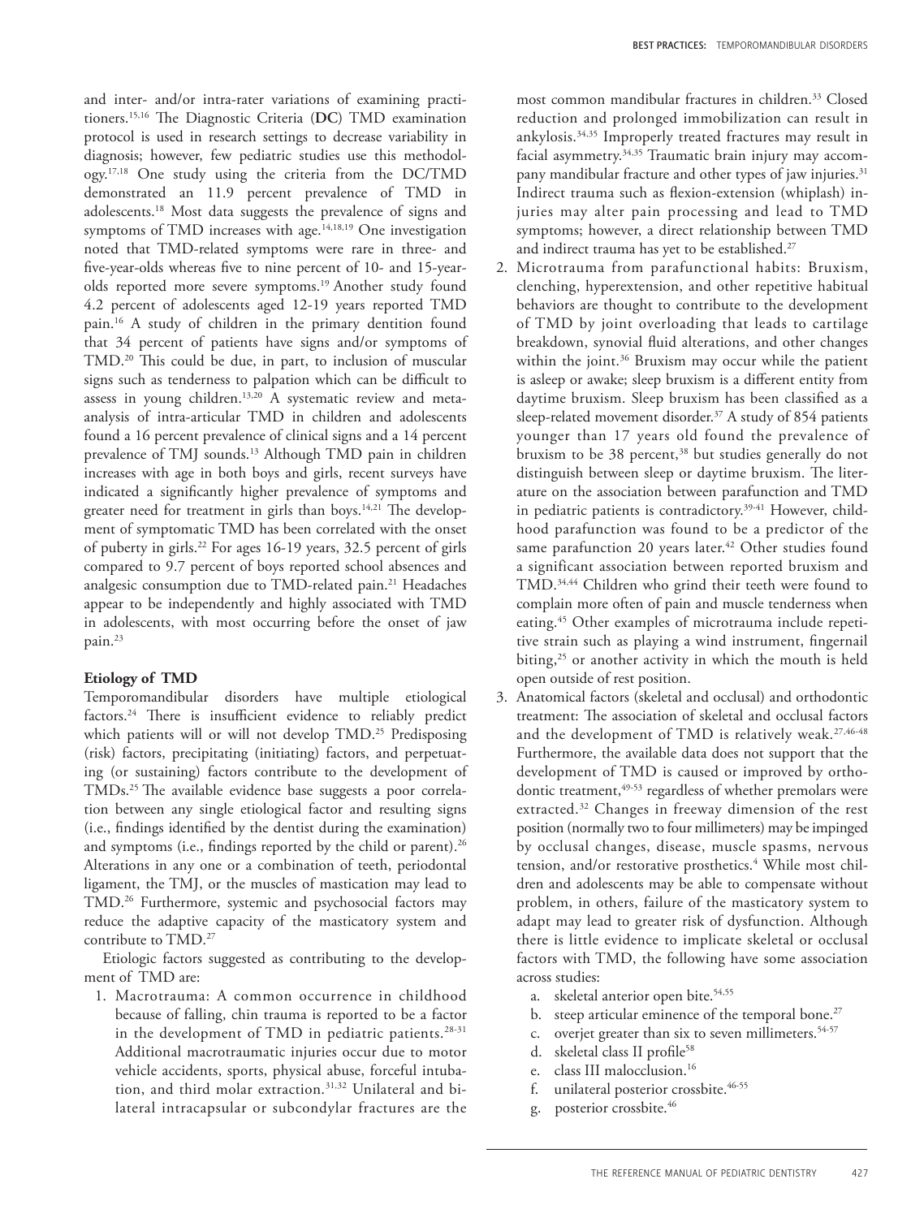and inter- and/or intra-rater variations of examining practitioners.[15,16] The Diagnostic Criteria (**DC**) TMD examination protocol is used in research settings to decrease variability in diagnosis; however, few pediatric studies use this methodology.[17,18] One study using the criteria from the DC/TMD demonstrated an 11.9 percent prevalence of TMD in adolescents.[18] Most data suggests the prevalence of signs and symptoms of TMD increases with age.[14,18,19] One investigation noted that TMD-related symptoms were rare in three- and five-year-olds whereas five to nine percent of 10- and 15-year-olds reported more severe symptoms.[19] Another study found 4.2 percent of adolescents aged 12-19 years reported TMD pain.[16] A study of children in the primary dentition found that 34 percent of patients have signs and/or symptoms of TMD.[20] This could be due, in part, to inclusion of muscular signs such as tenderness to palpation which can be difficult to assess in young children.[13,20] A systematic review and meta-analysis of intra-articular TMD in children and adolescents found a 16 percent prevalence of clinical signs and a 14 percent prevalence of TMJ sounds.[13] Although TMD pain in children increases with age in both boys and girls, recent surveys have indicated a significantly higher prevalence of symptoms and greater need for treatment in girls than boys.[14,21] The development of symptomatic TMD has been correlated with the onset of puberty in girls.[22] For ages 16-19 years, 32.5 percent of girls compared to 9.7 percent of boys reported school absences and analgesic consumption due to TMD-related pain.[21] Headaches appear to be independently and highly associated with TMD in adolescents, with most occurring before the onset of jaw pain.[23]

**Etiology of TMD**

Temporomandibular disorders have multiple etiological factors.[24] There is insufficient evidence to reliably predict which patients will or will not develop TMD.[25] Predisposing (risk) factors, precipitating (initiating) factors, and perpetuating (or sustaining) factors contribute to the development of TMDs.[25] The available evidence base suggests a poor correlation between any single etiological factor and resulting signs (i.e., findings identified by the dentist during the examination) and symptoms (i.e., findings reported by the child or parent).[26] Alterations in any one or a combination of teeth, periodontal ligament, the TMJ, or the muscles of mastication may lead to TMD.[26] Furthermore, systemic and psychosocial factors may reduce the adaptive capacity of the masticatory system and contribute to TMD.[27]

Etiologic factors suggested as contributing to the development of TMD are:

1. Macrotrauma: A common occurrence in childhood because of falling, chin trauma is reported to be a factor in the development of TMD in pediatric patients.[28-31] Additional macrotraumatic injuries occur due to motor vehicle accidents, sports, physical abuse, forceful intubation, and third molar extraction.[31,32] Unilateral and bilateral intracapsular or subcondylar fractures are the most common mandibular fractures in children.[33] Closed reduction and prolonged immobilization can result in ankylosis.[34,35] Improperly treated fractures may result in facial asymmetry.[34,35] Traumatic brain injury may accompany mandibular fracture and other types of jaw injuries.[31] Indirect trauma such as flexion-extension (whiplash) injuries may alter pain processing and lead to TMD symptoms; however, a direct relationship between TMD and indirect trauma has yet to be established.[27]
2. Microtrauma from parafunctional habits: Bruxism, clenching, hyperextension, and other repetitive habitual behaviors are thought to contribute to the development of TMD by joint overloading that leads to cartilage breakdown, synovial fluid alterations, and other changes within the joint.[36] Bruxism may occur while the patient is asleep or awake; sleep bruxism is a different entity from daytime bruxism. Sleep bruxism has been classified as a sleep-related movement disorder.[37] A study of 854 patients younger than 17 years old found the prevalence of bruxism to be 38 percent,[38] but studies generally do not distinguish between sleep or daytime bruxism. The literature on the association between parafunction and TMD in pediatric patients is contradictory.[39-41] However, childhood parafunction was found to be a predictor of the same parafunction 20 years later.[42] Other studies found a significant association between reported bruxism and TMD.[34,44] Children who grind their teeth were found to complain more often of pain and muscle tenderness when eating.[45] Other examples of microtrauma include repetitive strain such as playing a wind instrument, fingernail biting,[25] or another activity in which the mouth is held open outside of rest position.
3. Anatomical factors (skeletal and occlusal) and orthodontic treatment: The association of skeletal and occlusal factors and the development of TMD is relatively weak.[27,46-48] Furthermore, the available data does not support that the development of TMD is caused or improved by orthodontic treatment,[49-53] regardless of whether premolars were extracted.[32] Changes in freeway dimension of the rest position (normally two to four millimeters) may be impinged by occlusal changes, disease, muscle spasms, nervous tension, and/or restorative prosthetics.[4] While most children and adolescents may be able to compensate without problem, in others, failure of the masticatory system to adapt may lead to greater risk of dysfunction. Although there is little evidence to implicate skeletal or occlusal factors with TMD, the following have some association across studies:
   a. skeletal anterior open bite.[54,55]
   b. steep articular eminence of the temporal bone.[27]
   c. overjet greater than six to seven millimeters.[54-57]
   d. skeletal class II profile[58]
   e. class III malocclusion.[16]
   f. unilateral posterior crossbite.[46-55]
   g. posterior crossbite.[46]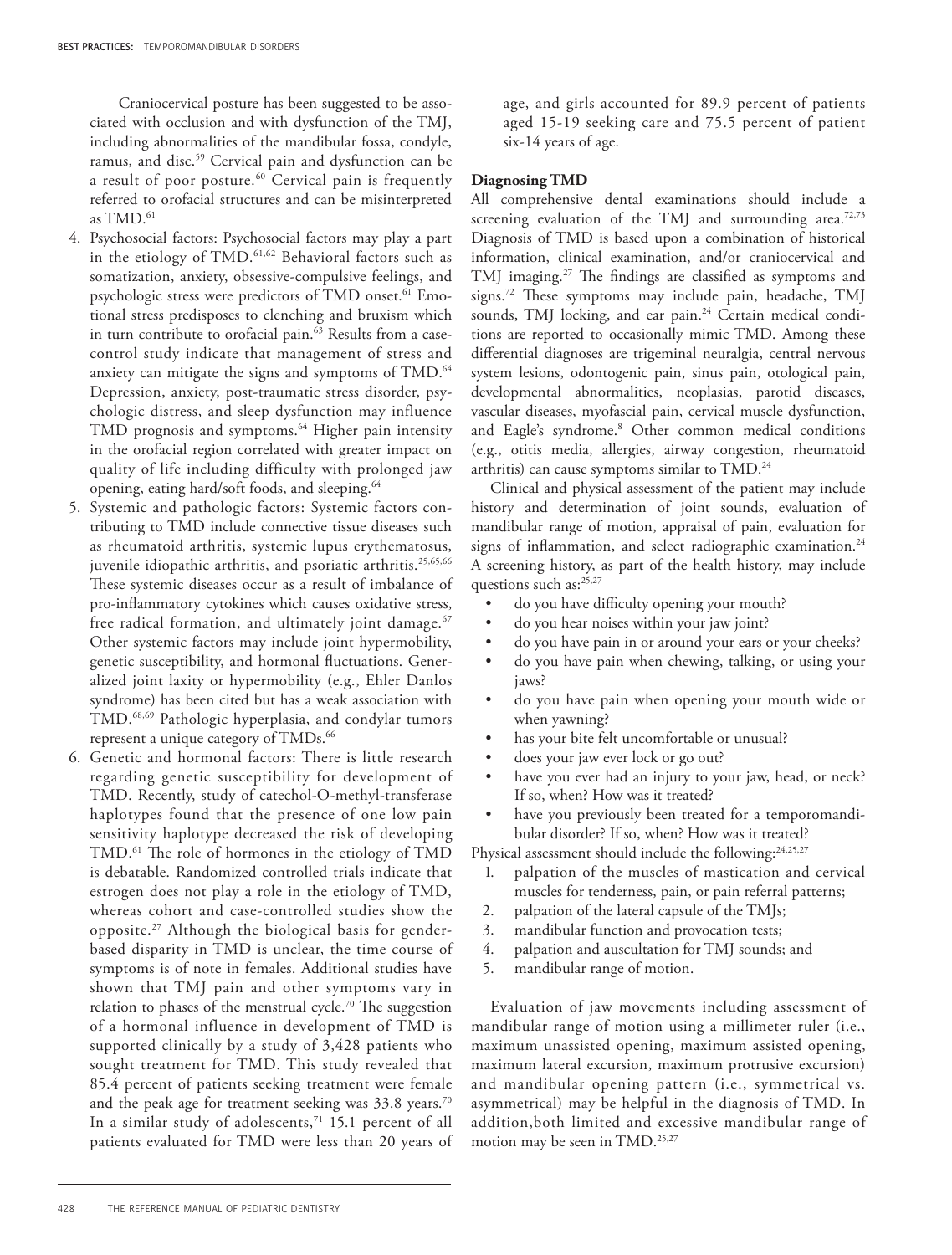Craniocervical posture has been suggested to be associated with occlusion and with dysfunction of the TMJ, including abnormalities of the mandibular fossa, condyle, ramus, and disc.[59] Cervical pain and dysfunction can be a result of poor posture.[60] Cervical pain is frequently referred to orofacial structures and can be misinterpreted as TMD.[61]

4. Psychosocial factors: Psychosocial factors may play a part in the etiology of TMD.[61,62] Behavioral factors such as somatization, anxiety, obsessive-compulsive feelings, and psychologic stress were predictors of TMD onset.[61] Emotional stress predisposes to clenching and bruxism which in turn contribute to orofacial pain.[63] Results from a case-control study indicate that management of stress and anxiety can mitigate the signs and symptoms of TMD.[64] Depression, anxiety, post-traumatic stress disorder, psychologic distress, and sleep dysfunction may influence TMD prognosis and symptoms.[64] Higher pain intensity in the orofacial region correlated with greater impact on quality of life including difficulty with prolonged jaw opening, eating hard/soft foods, and sleeping.[64]
5. Systemic and pathologic factors: Systemic factors contributing to TMD include connective tissue diseases such as rheumatoid arthritis, systemic lupus erythematosus, juvenile idiopathic arthritis, and psoriatic arthritis.[25,65,66] These systemic diseases occur as a result of imbalance of pro-inflammatory cytokines which causes oxidative stress, free radical formation, and ultimately joint damage.[67] Other systemic factors may include joint hypermobility, genetic susceptibility, and hormonal fluctuations. Generalized joint laxity or hypermobility (e.g., Ehler Danlos syndrome) has been cited but has a weak association with TMD.[68,69] Pathologic hyperplasia, and condylar tumors represent a unique category of TMDs.[66]
6. Genetic and hormonal factors: There is little research regarding genetic susceptibility for development of TMD. Recently, study of catechol-O-methyl-transferase haplotypes found that the presence of one low pain sensitivity haplotype decreased the risk of developing TMD.[61] The role of hormones in the etiology of TMD is debatable. Randomized controlled trials indicate that estrogen does not play a role in the etiology of TMD, whereas cohort and case-controlled studies show the opposite.[27] Although the biological basis for gender-based disparity in TMD is unclear, the time course of symptoms is of note in females. Additional studies have shown that TMJ pain and other symptoms vary in relation to phases of the menstrual cycle.[70] The suggestion of a hormonal influence in development of TMD is supported clinically by a study of 3,428 patients who sought treatment for TMD. This study revealed that 85.4 percent of patients seeking treatment were female and the peak age for treatment seeking was 33.8 years.[70] In a similar study of adolescents,[71] 15.1 percent of all patients evaluated for TMD were less than 20 years of age, and girls accounted for 89.9 percent of patients aged 15-19 seeking care and 75.5 percent of patient six-14 years of age.

**Diagnosing TMD**

All comprehensive dental examinations should include a screening evaluation of the TMJ and surrounding area.[72,73] Diagnosis of TMD is based upon a combination of historical information, clinical examination, and/or craniocervical and TMJ imaging.[27] The findings are classified as symptoms and signs.[72] These symptoms may include pain, headache, TMJ sounds, TMJ locking, and ear pain.[24] Certain medical conditions are reported to occasionally mimic TMD. Among these differential diagnoses are trigeminal neuralgia, central nervous system lesions, odontogenic pain, sinus pain, otological pain, developmental abnormalities, neoplasias, parotid diseases, vascular diseases, myofascial pain, cervical muscle dysfunction, and Eagle's syndrome.[8] Other common medical conditions (e.g., otitis media, allergies, airway congestion, rheumatoid arthritis) can cause symptoms similar to TMD.[24]

Clinical and physical assessment of the patient may include history and determination of joint sounds, evaluation of mandibular range of motion, appraisal of pain, evaluation for signs of inflammation, and select radiographic examination.[24] A screening history, as part of the health history, may include questions such as:[25,27]

- do you have difficulty opening your mouth?
- do you hear noises within your jaw joint?
- do you have pain in or around your ears or your cheeks?
- do you have pain when chewing, talking, or using your jaws?
- do you have pain when opening your mouth wide or when yawning?
- has your bite felt uncomfortable or unusual?
- does your jaw ever lock or go out?
- have you ever had an injury to your jaw, head, or neck? If so, when? How was it treated?
- have you previously been treated for a temporomandibular disorder? If so, when? How was it treated?

Physical assessment should include the following:[24,25,27]

1. palpation of the muscles of mastication and cervical muscles for tenderness, pain, or pain referral patterns;
2. palpation of the lateral capsule of the TMJs;
3. mandibular function and provocation tests;
4. palpation and auscultation for TMJ sounds; and
5. mandibular range of motion.

Evaluation of jaw movements including assessment of mandibular range of motion using a millimeter ruler (i.e., maximum unassisted opening, maximum assisted opening, maximum lateral excursion, maximum protrusive excursion) and mandibular opening pattern (i.e., symmetrical vs. asymmetrical) may be helpful in the diagnosis of TMD. In addition,both limited and excessive mandibular range of motion may be seen in TMD.[25,27]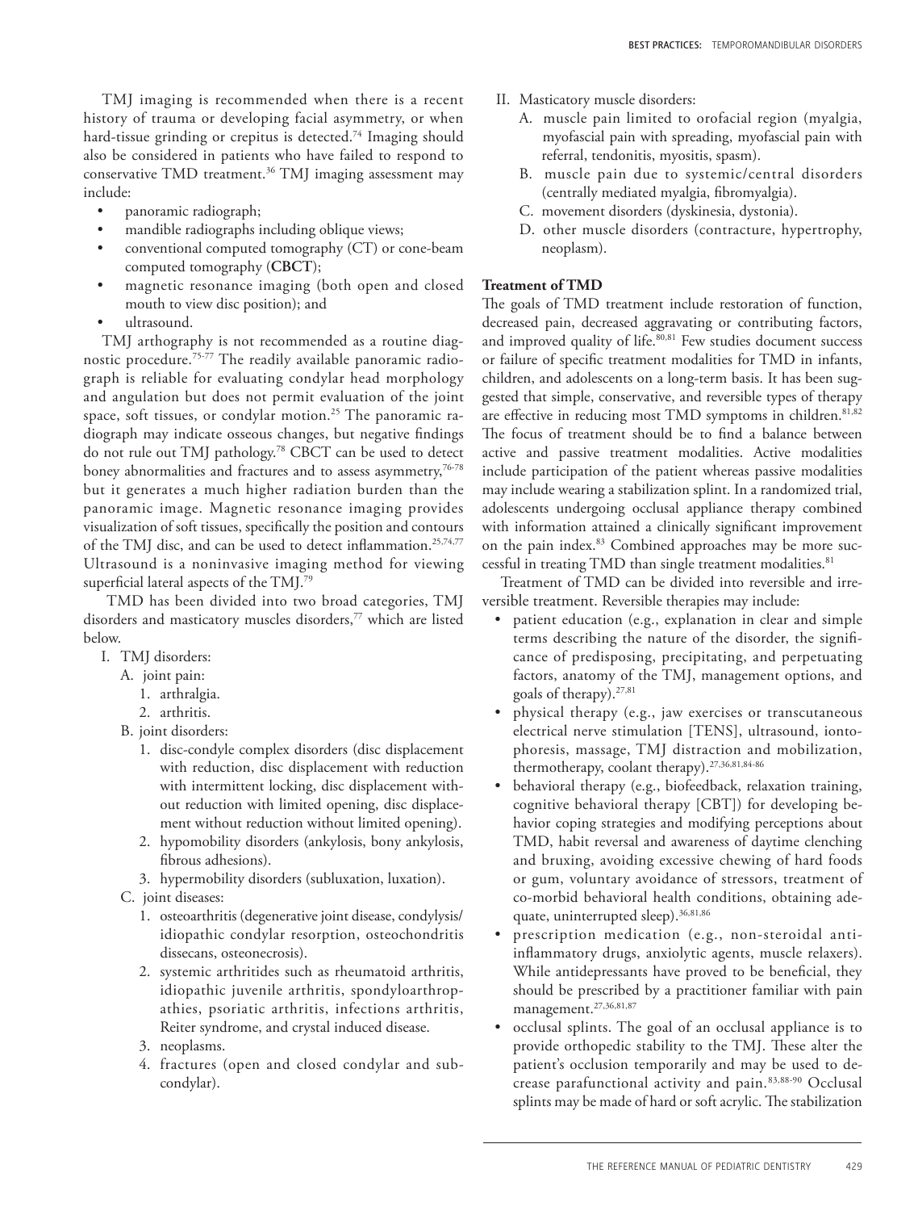TMJ imaging is recommended when there is a recent history of trauma or developing facial asymmetry, or when hard-tissue grinding or crepitus is detected.[74] Imaging should also be considered in patients who have failed to respond to conservative TMD treatment.[36] TMJ imaging assessment may include:

- panoramic radiograph;
- mandible radiographs including oblique views;
- conventional computed tomography (CT) or cone-beam computed tomography (**CBCT**);
- magnetic resonance imaging (both open and closed mouth to view disc position); and
- ultrasound.

TMJ arthography is not recommended as a routine diagnostic procedure.[75-77] The readily available panoramic radiograph is reliable for evaluating condylar head morphology and angulation but does not permit evaluation of the joint space, soft tissues, or condylar motion.[25] The panoramic radiograph may indicate osseous changes, but negative findings do not rule out TMJ pathology.[78] CBCT can be used to detect boney abnormalities and fractures and to assess asymmetry,[76-78] but it generates a much higher radiation burden than the panoramic image. Magnetic resonance imaging provides visualization of soft tissues, specifically the position and contours of the TMJ disc, and can be used to detect inflammation.[25,74,77] Ultrasound is a noninvasive imaging method for viewing superficial lateral aspects of the TMJ.[79]

TMD has been divided into two broad categories, TMJ disorders and masticatory muscles disorders,[77] which are listed below.

I. TMJ disorders:
   A. joint pain:
      1. arthralgia.
      2. arthritis.
   B. joint disorders:
      1. disc-condyle complex disorders (disc displacement with reduction, disc displacement with reduction with intermittent locking, disc displacement without reduction with limited opening, disc displacement without reduction without limited opening).
      2. hypomobility disorders (ankylosis, bony ankylosis, fibrous adhesions).
      3. hypermobility disorders (subluxation, luxation).
   C. joint diseases:
      1. osteoarthritis (degenerative joint disease, condylysis/idiopathic condylar resorption, osteochondritis dissecans, osteonecrosis).
      2. systemic arthritides such as rheumatoid arthritis, idiopathic juvenile arthritis, spondyloarthropathies, psoriatic arthritis, infections arthritis, Reiter syndrome, and crystal induced disease.
      3. neoplasms.
      4. fractures (open and closed condylar and subcondylar).

II. Masticatory muscle disorders:
   A. muscle pain limited to orofacial region (myalgia, myofascial pain with spreading, myofascial pain with referral, tendonitis, myositis, spasm).
   B. muscle pain due to systemic/central disorders (centrally mediated myalgia, fibromyalgia).
   C. movement disorders (dyskinesia, dystonia).
   D. other muscle disorders (contracture, hypertrophy, neoplasm).

**Treatment of TMD**

The goals of TMD treatment include restoration of function, decreased pain, decreased aggravating or contributing factors, and improved quality of life.[80,81] Few studies document success or failure of specific treatment modalities for TMD in infants, children, and adolescents on a long-term basis. It has been suggested that simple, conservative, and reversible types of therapy are effective in reducing most TMD symptoms in children.[81,82] The focus of treatment should be to find a balance between active and passive treatment modalities. Active modalities include participation of the patient whereas passive modalities may include wearing a stabilization splint. In a randomized trial, adolescents undergoing occlusal appliance therapy combined with information attained a clinically significant improvement on the pain index.[83] Combined approaches may be more successful in treating TMD than single treatment modalities.[81]

Treatment of TMD can be divided into reversible and irreversible treatment. Reversible therapies may include:

- patient education (e.g., explanation in clear and simple terms describing the nature of the disorder, the significance of predisposing, precipitating, and perpetuating factors, anatomy of the TMJ, management options, and goals of therapy).[27,81]
- physical therapy (e.g., jaw exercises or transcutaneous electrical nerve stimulation [TENS], ultrasound, iontophoresis, massage, TMJ distraction and mobilization, thermotherapy, coolant therapy).[27,36,81,84-86]
- behavioral therapy (e.g., biofeedback, relaxation training, cognitive behavioral therapy [CBT]) for developing behavior coping strategies and modifying perceptions about TMD, habit reversal and awareness of daytime clenching and bruxing, avoiding excessive chewing of hard foods or gum, voluntary avoidance of stressors, treatment of co-morbid behavioral health conditions, obtaining adequate, uninterrupted sleep).[36,81,86]
- prescription medication (e.g., non-steroidal anti-inflammatory drugs, anxiolytic agents, muscle relaxers). While antidepressants have proved to be beneficial, they should be prescribed by a practitioner familiar with pain management.[27,36,81,87]
- occlusal splints. The goal of an occlusal appliance is to provide orthopedic stability to the TMJ. These alter the patient's occlusion temporarily and may be used to decrease parafunctional activity and pain.[83,88-90] Occlusal splints may be made of hard or soft acrylic. The stabilization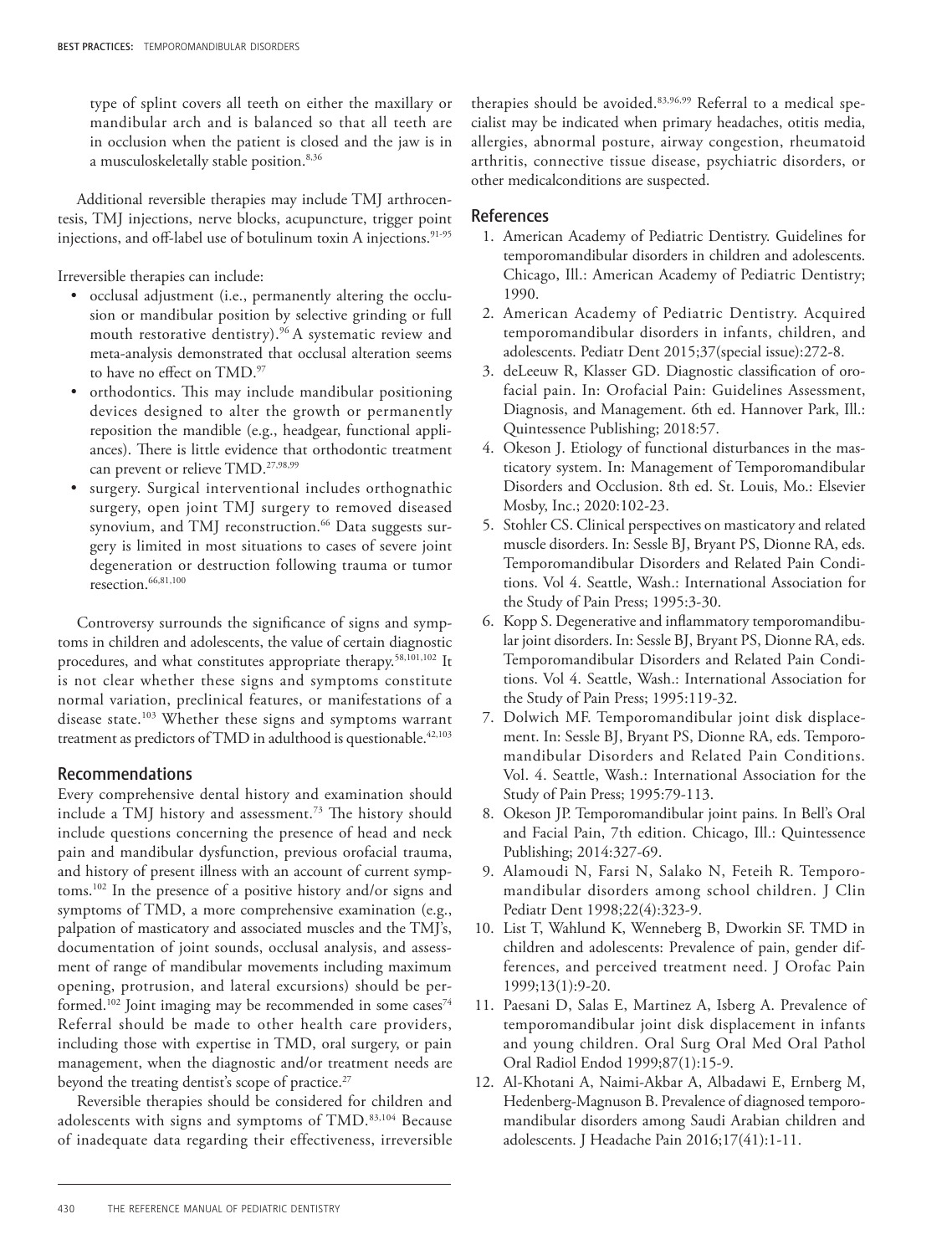type of splint covers all teeth on either the maxillary or mandibular arch and is balanced so that all teeth are in occlusion when the patient is closed and the jaw is in a musculoskeletally stable position.[8,36]

Additional reversible therapies may include TMJ arthrocentesis, TMJ injections, nerve blocks, acupuncture, trigger point injections, and off-label use of botulinum toxin A injections.[91-95]

Irreversible therapies can include:

- occlusal adjustment (i.e., permanently altering the occlusion or mandibular position by selective grinding or full mouth restorative dentistry).[96] A systematic review and meta-analysis demonstrated that occlusal alteration seems to have no effect on TMD.[97]
- orthodontics. This may include mandibular positioning devices designed to alter the growth or permanently reposition the mandible (e.g., headgear, functional appliances). There is little evidence that orthodontic treatment can prevent or relieve TMD.[27,98,99]
- surgery. Surgical interventional includes orthognathic surgery, open joint TMJ surgery to removed diseased synovium, and TMJ reconstruction.[66] Data suggests surgery is limited in most situations to cases of severe joint degeneration or destruction following trauma or tumor resection.[66,81,100]

Controversy surrounds the significance of signs and symptoms in children and adolescents, the value of certain diagnostic procedures, and what constitutes appropriate therapy.[58,101,102] It is not clear whether these signs and symptoms constitute normal variation, preclinical features, or manifestations of a disease state.[103] Whether these signs and symptoms warrant treatment as predictors of TMD in adulthood is questionable.[42,103]

## Recommendations

Every comprehensive dental history and examination should include a TMJ history and assessment.[73] The history should include questions concerning the presence of head and neck pain and mandibular dysfunction, previous orofacial trauma, and history of present illness with an account of current symptoms.[102] In the presence of a positive history and/or signs and symptoms of TMD, a more comprehensive examination (e.g., palpation of masticatory and associated muscles and the TMJ's, documentation of joint sounds, occlusal analysis, and assessment of range of mandibular movements including maximum opening, protrusion, and lateral excursions) should be performed.[102] Joint imaging may be recommended in some cases[74] Referral should be made to other health care providers, including those with expertise in TMD, oral surgery, or pain management, when the diagnostic and/or treatment needs are beyond the treating dentist's scope of practice.[27]

Reversible therapies should be considered for children and adolescents with signs and symptoms of TMD.[83,104] Because of inadequate data regarding their effectiveness, irreversible therapies should be avoided.[83,96,99] Referral to a medical specialist may be indicated when primary headaches, otitis media, allergies, abnormal posture, airway congestion, rheumatoid arthritis, connective tissue disease, psychiatric disorders, or other medicalconditions are suspected.

## References

1. American Academy of Pediatric Dentistry. Guidelines for temporomandibular disorders in children and adolescents. Chicago, Ill.: American Academy of Pediatric Dentistry; 1990.
2. American Academy of Pediatric Dentistry. Acquired temporomandibular disorders in infants, children, and adolescents. Pediatr Dent 2015;37(special issue):272-8.
3. deLeeuw R, Klasser GD. Diagnostic classification of orofacial pain. In: Orofacial Pain: Guidelines Assessment, Diagnosis, and Management. 6th ed. Hannover Park, Ill.: Quintessence Publishing; 2018:57.
4. Okeson J. Etiology of functional disturbances in the masticatory system. In: Management of Temporomandibular Disorders and Occlusion. 8th ed. St. Louis, Mo.: Elsevier Mosby, Inc.; 2020:102-23.
5. Stohler CS. Clinical perspectives on masticatory and related muscle disorders. In: Sessle BJ, Bryant PS, Dionne RA, eds. Temporomandibular Disorders and Related Pain Conditions. Vol 4. Seattle, Wash.: International Association for the Study of Pain Press; 1995:3-30.
6. Kopp S. Degenerative and inflammatory temporomandibular joint disorders. In: Sessle BJ, Bryant PS, Dionne RA, eds. Temporomandibular Disorders and Related Pain Conditions. Vol 4. Seattle, Wash.: International Association for the Study of Pain Press; 1995:119-32.
7. Dolwich MF. Temporomandibular joint disk displacement. In: Sessle BJ, Bryant PS, Dionne RA, eds. Temporomandibular Disorders and Related Pain Conditions. Vol. 4. Seattle, Wash.: International Association for the Study of Pain Press; 1995:79-113.
8. Okeson JP. Temporomandibular joint pains. In Bell's Oral and Facial Pain, 7th edition. Chicago, Ill.: Quintessence Publishing; 2014:327-69.
9. Alamoudi N, Farsi N, Salako N, Feteih R. Temporomandibular disorders among school children. J Clin Pediatr Dent 1998;22(4):323-9.
10. List T, Wahlund K, Wenneberg B, Dworkin SF. TMD in children and adolescents: Prevalence of pain, gender differences, and perceived treatment need. J Orofac Pain 1999;13(1):9-20.
11. Paesani D, Salas E, Martinez A, Isberg A. Prevalence of temporomandibular joint disk displacement in infants and young children. Oral Surg Oral Med Oral Pathol Oral Radiol Endod 1999;87(1):15-9.
12. Al-Khotani A, Naimi-Akbar A, Albadawi E, Ernberg M, Hedenberg-Magnuson B. Prevalence of diagnosed temporomandibular disorders among Saudi Arabian children and adolescents. J Headache Pain 2016;17(41):1-11.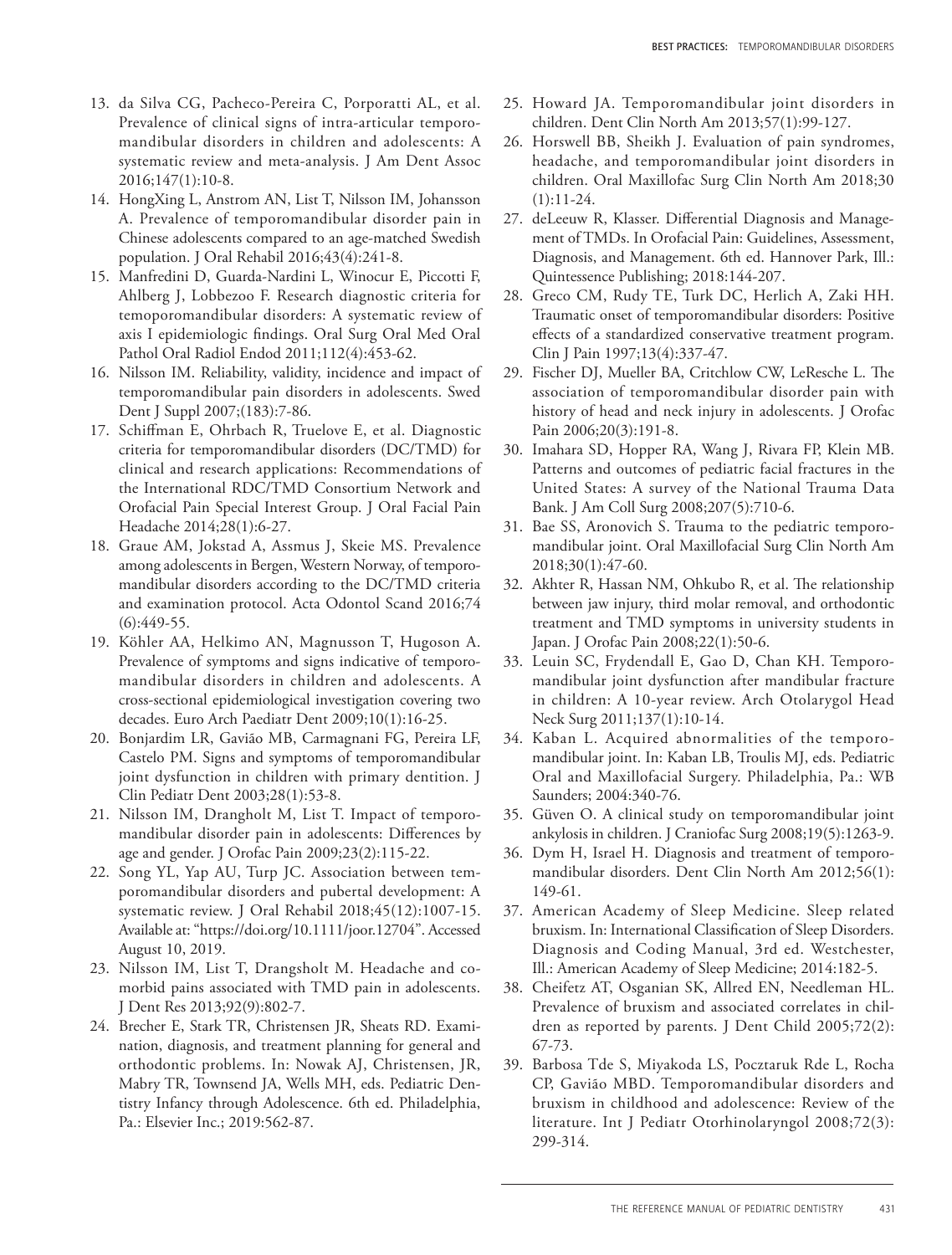13. da Silva CG, Pacheco-Pereira C, Porporatti AL, et al. Prevalence of clinical signs of intra-articular temporomandibular disorders in children and adolescents: A systematic review and meta-analysis. J Am Dent Assoc 2016;147(1):10-8.
14. HongXing L, Anstrom AN, List T, Nilsson IM, Johansson A. Prevalence of temporomandibular disorder pain in Chinese adolescents compared to an age-matched Swedish population. J Oral Rehabil 2016;43(4):241-8.
15. Manfredini D, Guarda-Nardini L, Winocur E, Piccotti F, Ahlberg J, Lobbezoo F. Research diagnostic criteria for temoporomandibular disorders: A systematic review of axis I epidemiologic findings. Oral Surg Oral Med Oral Pathol Oral Radiol Endod 2011;112(4):453-62.
16. Nilsson IM. Reliability, validity, incidence and impact of temporomandibular pain disorders in adolescents. Swed Dent J Suppl 2007;(183):7-86.
17. Schiffman E, Ohrbach R, Truelove E, et al. Diagnostic criteria for temporomandibular disorders (DC/TMD) for clinical and research applications: Recommendations of the International RDC/TMD Consortium Network and Orofacial Pain Special Interest Group. J Oral Facial Pain Headache 2014;28(1):6-27.
18. Graue AM, Jokstad A, Assmus J, Skeie MS. Prevalence among adolescents in Bergen, Western Norway, of temporomandibular disorders according to the DC/TMD criteria and examination protocol. Acta Odontol Scand 2016;74(6):449-55.
19. Köhler AA, Helkimo AN, Magnusson T, Hugoson A. Prevalence of symptoms and signs indicative of temporomandibular disorders in children and adolescents. A cross-sectional epidemiological investigation covering two decades. Euro Arch Paediatr Dent 2009;10(1):16-25.
20. Bonjardim LR, Gavião MB, Carmagnani FG, Pereira LF, Castelo PM. Signs and symptoms of temporomandibular joint dysfunction in children with primary dentition. J Clin Pediatr Dent 2003;28(1):53-8.
21. Nilsson IM, Drangholt M, List T. Impact of temporomandibular disorder pain in adolescents: Differences by age and gender. J Orofac Pain 2009;23(2):115-22.
22. Song YL, Yap AU, Turp JC. Association between temporomandibular disorders and pubertal development: A systematic review. J Oral Rehabil 2018;45(12):1007-15. Available at: "https://doi.org/10.1111/joor.12704". Accessed August 10, 2019.
23. Nilsson IM, List T, Drangsholt M. Headache and comorbid pains associated with TMD pain in adolescents. J Dent Res 2013;92(9):802-7.
24. Brecher E, Stark TR, Christensen JR, Sheats RD. Examination, diagnosis, and treatment planning for general and orthodontic problems. In: Nowak AJ, Christensen, JR, Mabry TR, Townsend JA, Wells MH, eds. Pediatric Dentistry Infancy through Adolescence. 6th ed. Philadelphia, Pa.: Elsevier Inc.; 2019:562-87.
25. Howard JA. Temporomandibular joint disorders in children. Dent Clin North Am 2013;57(1):99-127.
26. Horswell BB, Sheikh J. Evaluation of pain syndromes, headache, and temporomandibular joint disorders in children. Oral Maxillofac Surg Clin North Am 2018;30(1):11-24.
27. deLeeuw R, Klasser. Differential Diagnosis and Management of TMDs. In Orofacial Pain: Guidelines, Assessment, Diagnosis, and Management. 6th ed. Hannover Park, Ill.: Quintessence Publishing; 2018:144-207.
28. Greco CM, Rudy TE, Turk DC, Herlich A, Zaki HH. Traumatic onset of temporomandibular disorders: Positive effects of a standardized conservative treatment program. Clin J Pain 1997;13(4):337-47.
29. Fischer DJ, Mueller BA, Critchlow CW, LeResche L. The association of temporomandibular disorder pain with history of head and neck injury in adolescents. J Orofac Pain 2006;20(3):191-8.
30. Imahara SD, Hopper RA, Wang J, Rivara FP, Klein MB. Patterns and outcomes of pediatric facial fractures in the United States: A survey of the National Trauma Data Bank. J Am Coll Surg 2008;207(5):710-6.
31. Bae SS, Aronovich S. Trauma to the pediatric temporomandibular joint. Oral Maxillofacial Surg Clin North Am 2018;30(1):47-60.
32. Akhter R, Hassan NM, Ohkubo R, et al. The relationship between jaw injury, third molar removal, and orthodontic treatment and TMD symptoms in university students in Japan. J Orofac Pain 2008;22(1):50-6.
33. Leuin SC, Frydendall E, Gao D, Chan KH. Temporomandibular joint dysfunction after mandibular fracture in children: A 10-year review. Arch Otolarygol Head Neck Surg 2011;137(1):10-14.
34. Kaban L. Acquired abnormalities of the temporomandibular joint. In: Kaban LB, Troulis MJ, eds. Pediatric Oral and Maxillofacial Surgery. Philadelphia, Pa.: WB Saunders; 2004:340-76.
35. Güven O. A clinical study on temporomandibular joint ankylosis in children. J Craniofac Surg 2008;19(5):1263-9.
36. Dym H, Israel H. Diagnosis and treatment of temporomandibular disorders. Dent Clin North Am 2012;56(1):149-61.
37. American Academy of Sleep Medicine. Sleep related bruxism. In: International Classification of Sleep Disorders. Diagnosis and Coding Manual, 3rd ed. Westchester, Ill.: American Academy of Sleep Medicine; 2014:182-5.
38. Cheifetz AT, Osganian SK, Allred EN, Needleman HL. Prevalence of bruxism and associated correlates in children as reported by parents. J Dent Child 2005;72(2):67-73.
39. Barbosa Tde S, Miyakoda LS, Pocztaruk Rde L, Rocha CP, Gavião MBD. Temporomandibular disorders and bruxism in childhood and adolescence: Review of the literature. Int J Pediatr Otorhinolaryngol 2008;72(3):299-314.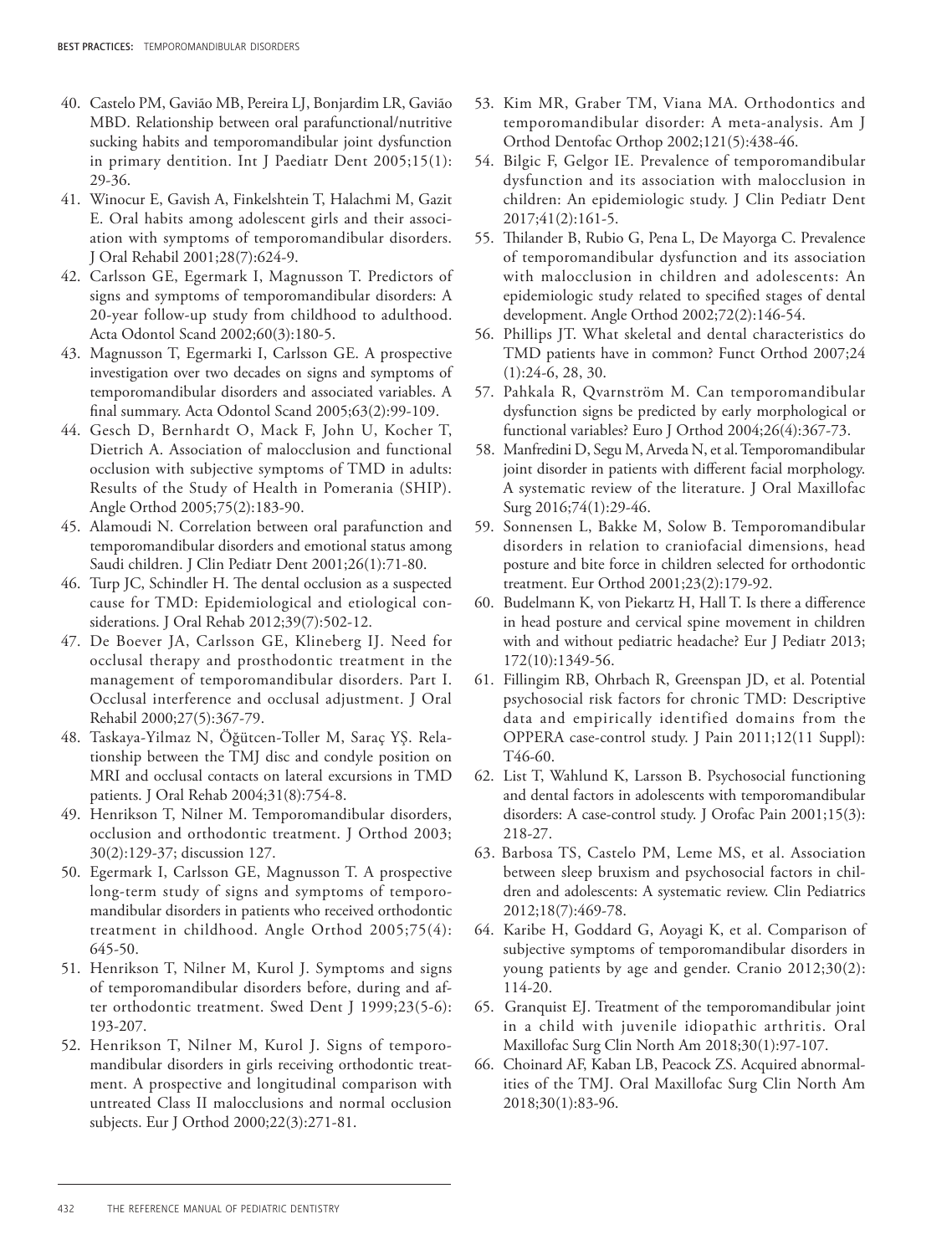40. Castelo PM, Gavião MB, Pereira LJ, Bonjardim LR, Gavião MBD. Relationship between oral parafunctional/nutritive sucking habits and temporomandibular joint dysfunction in primary dentition. Int J Paediatr Dent 2005;15(1): 29-36.
41. Winocur E, Gavish A, Finkelshtein T, Halachmi M, Gazit E. Oral habits among adolescent girls and their association with symptoms of temporomandibular disorders. J Oral Rehabil 2001;28(7):624-9.
42. Carlsson GE, Egermark I, Magnusson T. Predictors of signs and symptoms of temporomandibular disorders: A 20-year follow-up study from childhood to adulthood. Acta Odontol Scand 2002;60(3):180-5.
43. Magnusson T, Egermarki I, Carlsson GE. A prospective investigation over two decades on signs and symptoms of temporomandibular disorders and associated variables. A final summary. Acta Odontol Scand 2005;63(2):99-109.
44. Gesch D, Bernhardt O, Mack F, John U, Kocher T, Dietrich A. Association of malocclusion and functional occlusion with subjective symptoms of TMD in adults: Results of the Study of Health in Pomerania (SHIP). Angle Orthod 2005;75(2):183-90.
45. Alamoudi N. Correlation between oral parafunction and temporomandibular disorders and emotional status among Saudi children. J Clin Pediatr Dent 2001;26(1):71-80.
46. Turp JC, Schindler H. The dental occlusion as a suspected cause for TMD: Epidemiological and etiological considerations. J Oral Rehab 2012;39(7):502-12.
47. De Boever JA, Carlsson GE, Klineberg IJ. Need for occlusal therapy and prosthodontic treatment in the management of temporomandibular disorders. Part I. Occlusal interference and occlusal adjustment. J Oral Rehabil 2000;27(5):367-79.
48. Taskaya-Yilmaz N, Öğütcen-Toller M, Saraç YŞ. Relationship between the TMJ disc and condyle position on MRI and occlusal contacts on lateral excursions in TMD patients. J Oral Rehab 2004;31(8):754-8.
49. Henrikson T, Nilner M. Temporomandibular disorders, occlusion and orthodontic treatment. J Orthod 2003; 30(2):129-37; discussion 127.
50. Egermark I, Carlsson GE, Magnusson T. A prospective long-term study of signs and symptoms of temporomandibular disorders in patients who received orthodontic treatment in childhood. Angle Orthod 2005;75(4): 645-50.
51. Henrikson T, Nilner M, Kurol J. Symptoms and signs of temporomandibular disorders before, during and after orthodontic treatment. Swed Dent J 1999;23(5-6): 193-207.
52. Henrikson T, Nilner M, Kurol J. Signs of temporomandibular disorders in girls receiving orthodontic treatment. A prospective and longitudinal comparison with untreated Class II malocclusions and normal occlusion subjects. Eur J Orthod 2000;22(3):271-81.
53. Kim MR, Graber TM, Viana MA. Orthodontics and temporomandibular disorder: A meta-analysis. Am J Orthod Dentofac Orthop 2002;121(5):438-46.
54. Bilgic F, Gelgor IE. Prevalence of temporomandibular dysfunction and its association with malocclusion in children: An epidemiologic study. J Clin Pediatr Dent 2017;41(2):161-5.
55. Thilander B, Rubio G, Pena L, De Mayorga C. Prevalence of temporomandibular dysfunction and its association with malocclusion in children and adolescents: An epidemiologic study related to specified stages of dental development. Angle Orthod 2002;72(2):146-54.
56. Phillips JT. What skeletal and dental characteristics do TMD patients have in common? Funct Orthod 2007;24 (1):24-6, 28, 30.
57. Pahkala R, Qvarnström M. Can temporomandibular dysfunction signs be predicted by early morphological or functional variables? Euro J Orthod 2004;26(4):367-73.
58. Manfredini D, Segu M, Arveda N, et al. Temporomandibular joint disorder in patients with different facial morphology. A systematic review of the literature. J Oral Maxillofac Surg 2016;74(1):29-46.
59. Sonnensen L, Bakke M, Solow B. Temporomandibular disorders in relation to craniofacial dimensions, head posture and bite force in children selected for orthodontic treatment. Eur Orthod 2001;23(2):179-92.
60. Budelmann K, von Piekartz H, Hall T. Is there a difference in head posture and cervical spine movement in children with and without pediatric headache? Eur J Pediatr 2013; 172(10):1349-56.
61. Fillingim RB, Ohrbach R, Greenspan JD, et al. Potential psychosocial risk factors for chronic TMD: Descriptive data and empirically identified domains from the OPPERA case-control study. J Pain 2011;12(11 Suppl): T46-60.
62. List T, Wahlund K, Larsson B. Psychosocial functioning and dental factors in adolescents with temporomandibular disorders: A case-control study. J Orofac Pain 2001;15(3): 218-27.
63. Barbosa TS, Castelo PM, Leme MS, et al. Association between sleep bruxism and psychosocial factors in children and adolescents: A systematic review. Clin Pediatrics 2012;18(7):469-78.
64. Karibe H, Goddard G, Aoyagi K, et al. Comparison of subjective symptoms of temporomandibular disorders in young patients by age and gender. Cranio 2012;30(2): 114-20.
65. Granquist EJ. Treatment of the temporomandibular joint in a child with juvenile idiopathic arthritis. Oral Maxillofac Surg Clin North Am 2018;30(1):97-107.
66. Choinard AF, Kaban LB, Peacock ZS. Acquired abnormalities of the TMJ. Oral Maxillofac Surg Clin North Am 2018;30(1):83-96.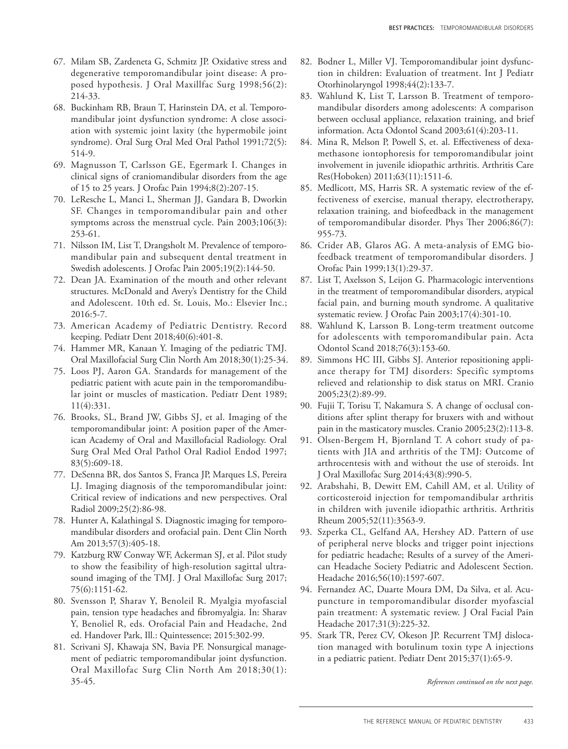67. Milam SB, Zardeneta G, Schmitz JP. Oxidative stress and degenerative temporomandibular joint disease: A proposed hypothesis. J Oral Maxillfac Surg 1998;56(2): 214-33.
68. Buckinham RB, Braun T, Harinstein DA, et al. Temporomandibular joint dysfunction syndrome: A close association with systemic joint laxity (the hypermobile joint syndrome). Oral Surg Oral Med Oral Pathol 1991;72(5): 514-9.
69. Magnusson T, Carlsson GE, Egermark I. Changes in clinical signs of craniomandibular disorders from the age of 15 to 25 years. J Orofac Pain 1994;8(2):207-15.
70. LeResche L, Manci L, Sherman JJ, Gandara B, Dworkin SF. Changes in temporomandibular pain and other symptoms across the menstrual cycle. Pain 2003;106(3): 253-61.
71. Nilsson IM, List T, Drangsholt M. Prevalence of temporomandibular pain and subsequent dental treatment in Swedish adolescents. J Orofac Pain 2005;19(2):144-50.
72. Dean JA. Examination of the mouth and other relevant structures. McDonald and Avery's Dentistry for the Child and Adolescent. 10th ed. St. Louis, Mo.: Elsevier Inc.; 2016:5-7.
73. American Academy of Pediatric Dentistry. Record keeping. Pediatr Dent 2018;40(6):401-8.
74. Hammer MR, Kanaan Y. Imaging of the pediatric TMJ. Oral Maxillofacial Surg Clin North Am 2018;30(1):25-34.
75. Loos PJ, Aaron GA. Standards for management of the pediatric patient with acute pain in the temporomandibular joint or muscles of mastication. Pediatr Dent 1989; 11(4):331.
76. Brooks, SL, Brand JW, Gibbs SJ, et al. Imaging of the temporomandibular joint: A position paper of the American Academy of Oral and Maxillofacial Radiology. Oral Surg Oral Med Oral Pathol Oral Radiol Endod 1997; 83(5):609-18.
77. DeSenna BR, dos Santos S, Franca JP, Marques LS, Pereira LJ. Imaging diagnosis of the temporomandibular joint: Critical review of indications and new perspectives. Oral Radiol 2009;25(2):86-98.
78. Hunter A, Kalathingal S. Diagnostic imaging for temporomandibular disorders and orofacial pain. Dent Clin North Am 2013;57(3):405-18.
79. Katzburg RW Conway WF, Ackerman SJ, et al. Pilot study to show the feasibility of high-resolution sagittal ultrasound imaging of the TMJ. J Oral Maxillofac Surg 2017; 75(6):1151-62.
80. Svensson P, Sharav Y, Benoleil R. Myalgia myofascial pain, tension type headaches and fibromyalgia. In: Sharav Y, Benoliel R, eds. Orofacial Pain and Headache, 2nd ed. Handover Park, Ill.: Quintessence; 2015:302-99.
81. Scrivani SJ, Khawaja SN, Bavia PF. Nonsurgical management of pediatric temporomandibular joint dysfunction. Oral Maxillofac Surg Clin North Am 2018;30(1): 35-45.
82. Bodner L, Miller VJ. Temporomandibular joint dysfunction in children: Evaluation of treatment. Int J Pediatr Otorhinolaryngol 1998;44(2):133-7.
83. Wahlund K, List T, Larsson B. Treatment of temporomandibular disorders among adolescents: A comparison between occlusal appliance, relaxation training, and brief information. Acta Odontol Scand 2003;61(4):203-11.
84. Mina R, Melson P, Powell S, et. al. Effectiveness of dexamethasone iontophoresis for temporomandibular joint involvement in juvenile idiopathic arthritis. Arthritis Care Res(Hoboken) 2011;63(11):1511-6.
85. Medlicott, MS, Harris SR. A systematic review of the effectiveness of exercise, manual therapy, electrotherapy, relaxation training, and biofeedback in the management of temporomandibular disorder. Phys Ther 2006;86(7): 955-73.
86. Crider AB, Glaros AG. A meta-analysis of EMG biofeedback treatment of temporomandibular disorders. J Orofac Pain 1999;13(1):29-37.
87. List T, Axelsson S, Leijon G. Pharmacologic interventions in the treatment of temporomandibular disorders, atypical facial pain, and burning mouth syndrome. A qualitative systematic review. J Orofac Pain 2003;17(4):301-10.
88. Wahlund K, Larsson B. Long-term treatment outcome for adolescents with temporomandibular pain. Acta Odontol Scand 2018;76(3):153-60.
89. Simmons HC III, Gibbs SJ. Anterior repositioning appliance therapy for TMJ disorders: Specific symptoms relieved and relationship to disk status on MRI. Cranio 2005;23(2):89-99.
90. Fujii T, Torisu T, Nakamura S. A change of occlusal conditions after splint therapy for bruxers with and without pain in the masticatory muscles. Cranio 2005;23(2):113-8.
91. Olsen-Bergem H, Bjornland T. A cohort study of patients with JIA and arthritis of the TMJ: Outcome of arthrocentesis with and without the use of steroids. Int J Oral Maxillofac Surg 2014;43(8):990-5.
92. Arabshahi, B, Dewitt EM, Cahill AM, et al. Utility of corticosteroid injection for tempomandibular arthritis in children with juvenile idiopathic arthritis. Arthritis Rheum 2005;52(11):3563-9.
93. Szperka CL, Gelfand AA, Hershey AD. Pattern of use of peripheral nerve blocks and trigger point injections for pediatric headache; Results of a survey of the American Headache Society Pediatric and Adolescent Section. Headache 2016;56(10):1597-607.
94. Fernandez AC, Duarte Moura DM, Da Silva, et al. Acupuncture in temporomandibular disorder myofascial pain treatment: A systematic review. J Oral Facial Pain Headache 2017;31(3):225-32.
95. Stark TR, Perez CV, Okeson JP. Recurrent TMJ dislocation managed with botulinum toxin type A injections in a pediatric patient. Pediatr Dent 2015;37(1):65-9.

*References continued on the next page.*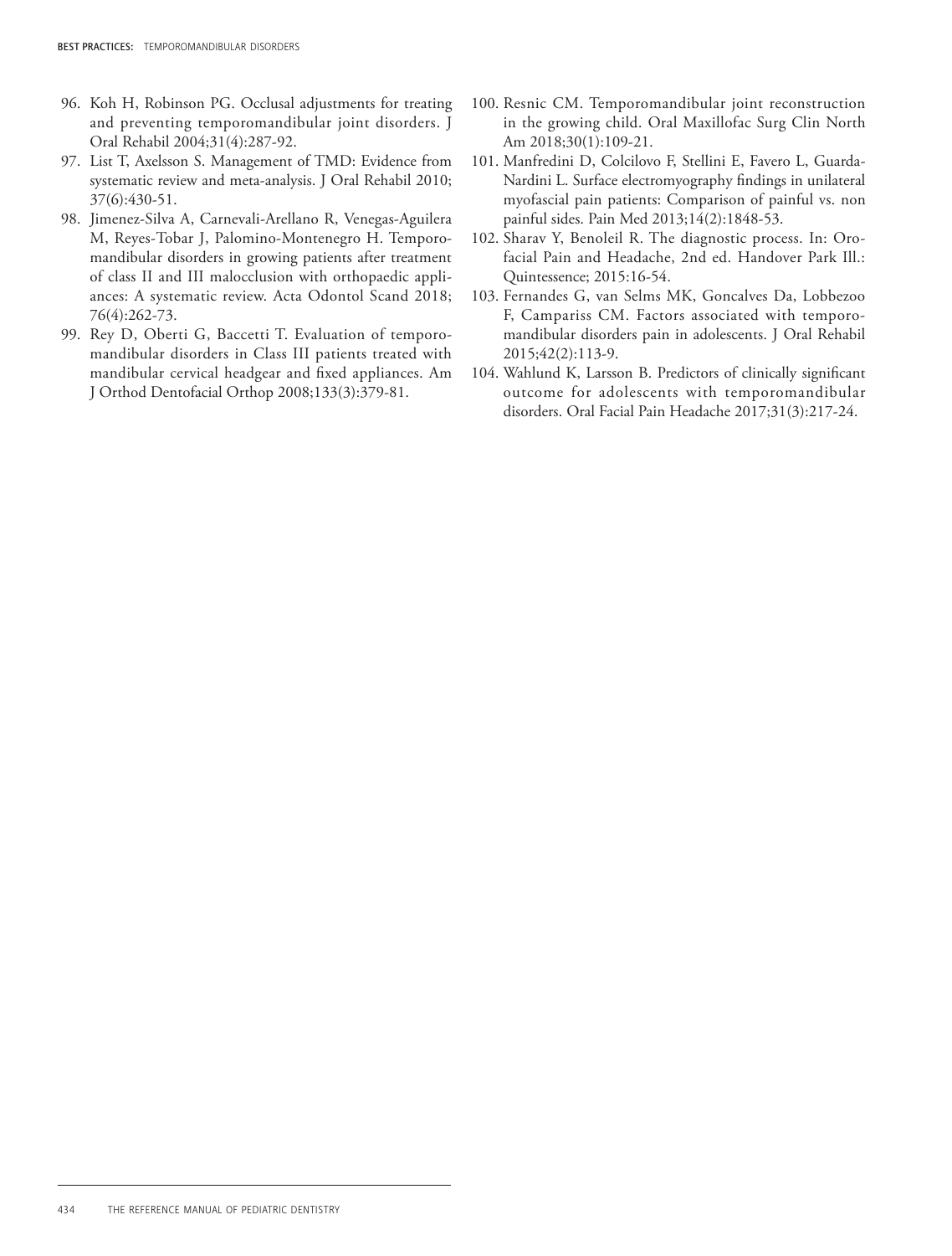96. Koh H, Robinson PG. Occlusal adjustments for treating and preventing temporomandibular joint disorders. J Oral Rehabil 2004;31(4):287-92.
97. List T, Axelsson S. Management of TMD: Evidence from systematic review and meta-analysis. J Oral Rehabil 2010; 37(6):430-51.
98. Jimenez-Silva A, Carnevali-Arellano R, Venegas-Aguilera M, Reyes-Tobar J, Palomino-Montenegro H. Temporomandibular disorders in growing patients after treatment of class II and III malocclusion with orthopaedic appliances: A systematic review. Acta Odontol Scand 2018; 76(4):262-73.
99. Rey D, Oberti G, Baccetti T. Evaluation of temporomandibular disorders in Class III patients treated with mandibular cervical headgear and fixed appliances. Am J Orthod Dentofacial Orthop 2008;133(3):379-81.
100. Resnic CM. Temporomandibular joint reconstruction in the growing child. Oral Maxillofac Surg Clin North Am 2018;30(1):109-21.
101. Manfredini D, Colcilovo F, Stellini E, Favero L, Guarda-Nardini L. Surface electromyography findings in unilateral myofascial pain patients: Comparison of painful vs. non painful sides. Pain Med 2013;14(2):1848-53.
102. Sharav Y, Benoleil R. The diagnostic process. In: Orofacial Pain and Headache, 2nd ed. Handover Park Ill.: Quintessence; 2015:16-54.
103. Fernandes G, van Selms MK, Goncalves Da, Lobbezoo F, Camparis CM. Factors associated with temporomandibular disorders pain in adolescents. J Oral Rehabil 2015;42(2):113-9.
104. Wahlund K, Larsson B. Predictors of clinically significant outcome for adolescents with temporomandibular disorders. Oral Facial Pain Headache 2017;31(3):217-24.